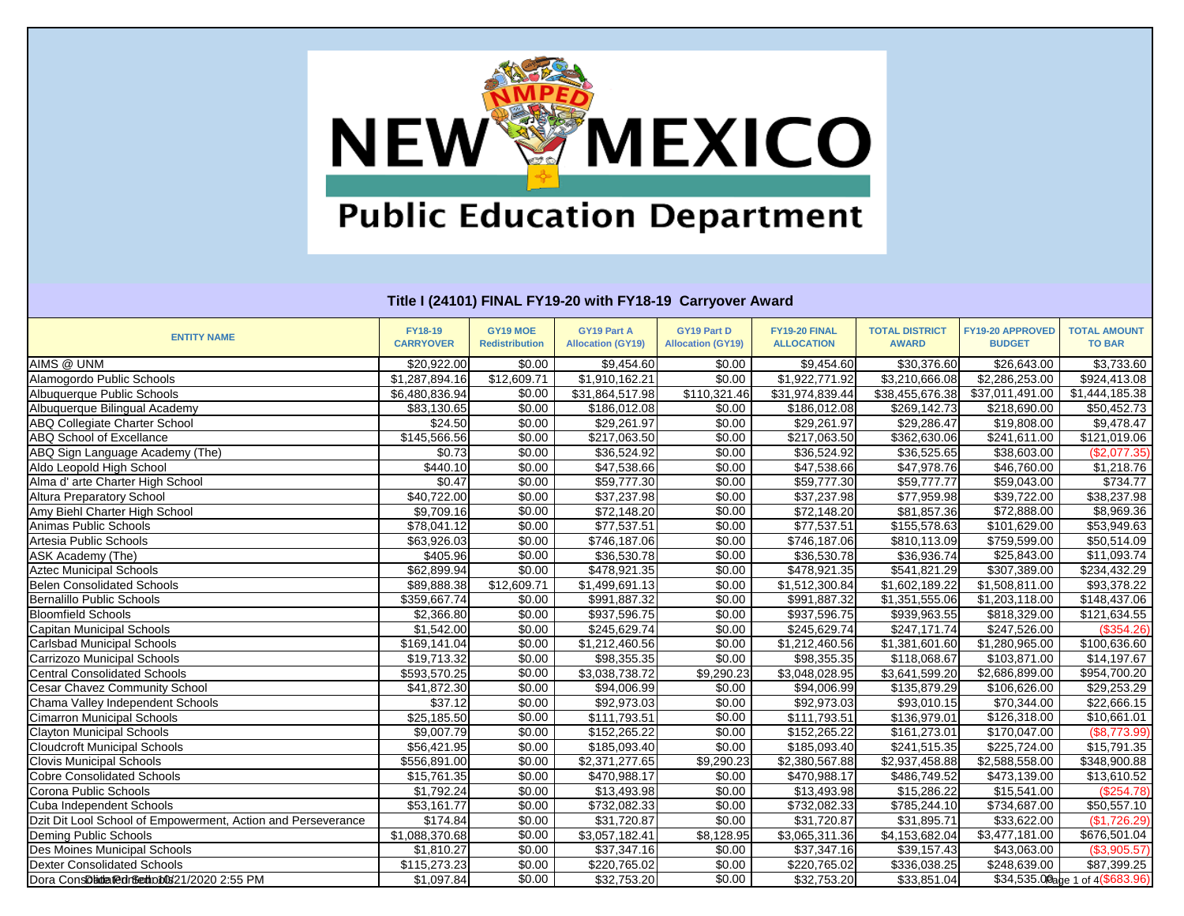# NEW MEXICO Public Education Department

## Title I (24101) FINAL FY19-20 with FY18-19 Carryover Award

| ENTITY NAME | FY18-19 CARRYOVER | GY19 MOE Redistribution | GY19 Part A Allocation (GY19) | GY19 Part D Allocation (GY19) | FY19-20 FINAL ALLOCATION | TOTAL DISTRICT AWARD | FY19-20 APPROVED BUDGET | TOTAL AMOUNT TO BAR |
|---|---|---|---|---|---|---|---|---|
| AIMS @ UNM | $20,922.00 | $0.00 | $9,454.60 | $0.00 | $9,454.60 | $30,376.60 | $26,643.00 | $3,733.60 |
| Alamogordo Public Schools | $1,287,894.16 | $12,609.71 | $1,910,162.21 | $0.00 | $1,922,771.92 | $3,210,666.08 | $2,286,253.00 | $924,413.08 |
| Albuquerque Public Schools | $6,480,836.94 | $0.00 | $31,864,517.98 | $110,321.46 | $31,974,839.44 | $38,455,676.38 | $37,011,491.00 | $1,444,185.38 |
| Albuquerque Bilingual Academy | $83,130.65 | $0.00 | $186,012.08 | $0.00 | $186,012.08 | $269,142.73 | $218,690.00 | $50,452.73 |
| ABQ Collegiate Charter School | $24.50 | $0.00 | $29,261.97 | $0.00 | $29,261.97 | $29,286.47 | $19,808.00 | $9,478.47 |
| ABQ School of Excellance | $145,566.56 | $0.00 | $217,063.50 | $0.00 | $217,063.50 | $362,630.06 | $241,611.00 | $121,019.06 |
| ABQ Sign Language Academy (The) | $0.73 | $0.00 | $36,524.92 | $0.00 | $36,524.92 | $36,525.65 | $38,603.00 | ($2,077.35) |
| Aldo Leopold High School | $440.10 | $0.00 | $47,538.66 | $0.00 | $47,538.66 | $47,978.76 | $46,760.00 | $1,218.76 |
| Alma d' arte Charter High School | $0.47 | $0.00 | $59,777.30 | $0.00 | $59,777.30 | $59,777.77 | $59,043.00 | $734.77 |
| Altura Preparatory School | $40,722.00 | $0.00 | $37,237.98 | $0.00 | $37,237.98 | $77,959.98 | $39,722.00 | $38,237.98 |
| Amy Biehl Charter High School | $9,709.16 | $0.00 | $72,148.20 | $0.00 | $72,148.20 | $81,857.36 | $72,888.00 | $8,969.36 |
| Animas Public Schools | $78,041.12 | $0.00 | $77,537.51 | $0.00 | $77,537.51 | $155,578.63 | $101,629.00 | $53,949.63 |
| Artesia Public Schools | $63,926.03 | $0.00 | $746,187.06 | $0.00 | $746,187.06 | $810,113.09 | $759,599.00 | $50,514.09 |
| ASK Academy (The) | $405.96 | $0.00 | $36,530.78 | $0.00 | $36,530.78 | $36,936.74 | $25,843.00 | $11,093.74 |
| Aztec Municipal Schools | $62,899.94 | $0.00 | $478,921.35 | $0.00 | $478,921.35 | $541,821.29 | $307,389.00 | $234,432.29 |
| Belen Consolidated Schools | $89,888.38 | $12,609.71 | $1,499,691.13 | $0.00 | $1,512,300.84 | $1,602,189.22 | $1,508,811.00 | $93,378.22 |
| Bernalillo Public Schools | $359,667.74 | $0.00 | $991,887.32 | $0.00 | $991,887.32 | $1,351,555.06 | $1,203,118.00 | $148,437.06 |
| Bloomfield Schools | $2,366.80 | $0.00 | $937,596.75 | $0.00 | $937,596.75 | $939,963.55 | $818,329.00 | $121,634.55 |
| Capitan Municipal Schools | $1,542.00 | $0.00 | $245,629.74 | $0.00 | $245,629.74 | $247,171.74 | $247,526.00 | ($354.26) |
| Carlsbad Municipal Schools | $169,141.04 | $0.00 | $1,212,460.56 | $0.00 | $1,212,460.56 | $1,381,601.60 | $1,280,965.00 | $100,636.60 |
| Carrizozo Municipal Schools | $19,713.32 | $0.00 | $98,355.35 | $0.00 | $98,355.35 | $118,068.67 | $103,871.00 | $14,197.67 |
| Central Consolidated Schools | $593,570.25 | $0.00 | $3,038,738.72 | $9,290.23 | $3,048,028.95 | $3,641,599.20 | $2,686,899.00 | $954,700.20 |
| Cesar Chavez Community School | $41,872.30 | $0.00 | $94,006.99 | $0.00 | $94,006.99 | $135,879.29 | $106,626.00 | $29,253.29 |
| Chama Valley Independent Schools | $37.12 | $0.00 | $92,973.03 | $0.00 | $92,973.03 | $93,010.15 | $70,344.00 | $22,666.15 |
| Cimarron Municipal Schools | $25,185.50 | $0.00 | $111,793.51 | $0.00 | $111,793.51 | $136,979.01 | $126,318.00 | $10,661.01 |
| Clayton Municipal Schools | $9,007.79 | $0.00 | $152,265.22 | $0.00 | $152,265.22 | $161,273.01 | $170,047.00 | ($8,773.99) |
| Cloudcroft Municipal Schools | $56,421.95 | $0.00 | $185,093.40 | $0.00 | $185,093.40 | $241,515.35 | $225,724.00 | $15,791.35 |
| Clovis Municipal Schools | $556,891.00 | $0.00 | $2,371,277.65 | $9,290.23 | $2,380,567.88 | $2,937,458.88 | $2,588,558.00 | $348,900.88 |
| Cobre Consolidated Schools | $15,761.35 | $0.00 | $470,988.17 | $0.00 | $470,988.17 | $486,749.52 | $473,139.00 | $13,610.52 |
| Corona Public Schools | $1,792.24 | $0.00 | $13,493.98 | $0.00 | $13,493.98 | $15,286.22 | $15,541.00 | ($254.78) |
| Cuba Independent Schools | $53,161.77 | $0.00 | $732,082.33 | $0.00 | $732,082.33 | $785,244.10 | $734,687.00 | $50,557.10 |
| Dzit Dit Lool School of Empowerment, Action and Perseverance | $174.84 | $0.00 | $31,720.87 | $0.00 | $31,720.87 | $31,895.71 | $33,622.00 | ($1,726.29) |
| Deming Public Schools | $1,088,370.68 | $0.00 | $3,057,182.41 | $8,128.95 | $3,065,311.36 | $4,153,682.04 | $3,477,181.00 | $676,501.04 |
| Des Moines Municipal Schools | $1,810.27 | $0.00 | $37,347.16 | $0.00 | $37,347.16 | $39,157.43 | $43,063.00 | ($3,905.57) |
| Dexter Consolidated Schools | $115,273.23 | $0.00 | $220,765.02 | $0.00 | $220,765.02 | $336,038.25 | $248,639.00 | $87,399.25 |
| Dora Consolidated Schools | $1,097.84 | $0.00 | $32,753.20 | $0.00 | $32,753.20 | $33,851.04 | $34,535.00 | ($683.96) |

Date Printed: 10/21/2020 2:55 PM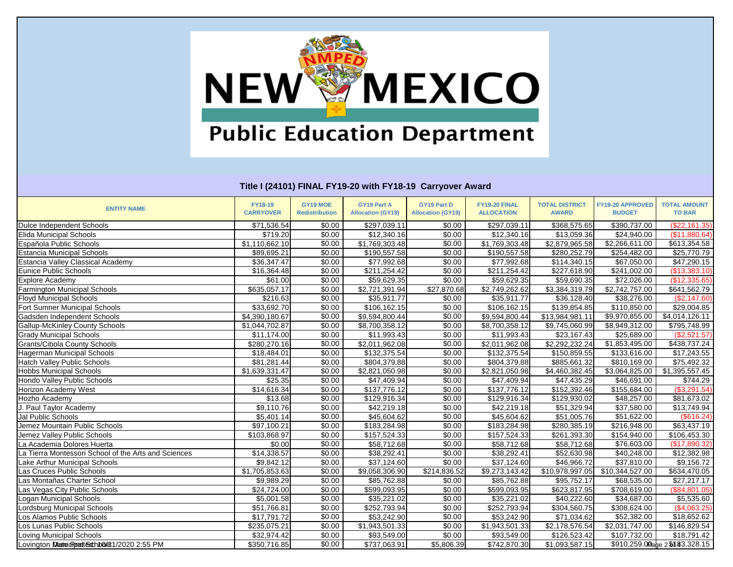## Title I (24101) FINAL FY19-20 with FY18-19 Carryover Award

| ENTITY NAME | FY18-19 CARRYOVER | GY19 MOE Redistribution | GY19 Part A Allocation (GY19) | GY19 Part D Allocation (GY19) | FY19-20 FINAL ALLOCATION | TOTAL DISTRICT AWARD | FY19-20 APPROVED BUDGET | TOTAL AMOUNT TO BAR |
|---|---|---|---|---|---|---|---|---|
| Dulce Independent Schools | $71,536.54 | $0.00 | $297,039.11 | $0.00 | $297,039.11 | $368,575.65 | $390,737.00 | ($22,161.35) |
| Elida Municipal Schools | $719.20 | $0.00 | $12,340.16 | $0.00 | $12,340.16 | $13,059.36 | $24,940.00 | ($11,880.64) |
| Española Public Schools | $1,110,662.10 | $0.00 | $1,769,303.48 | $0.00 | $1,769,303.48 | $2,879,965.58 | $2,266,611.00 | $613,354.58 |
| Estancia Municipal Schools | $89,695.21 | $0.00 | $190,557.58 | $0.00 | $190,557.58 | $280,252.79 | $254,482.00 | $25,770.79 |
| Estancia Valley Classical Academy | $36,347.47 | $0.00 | $77,992.68 | $0.00 | $77,992.68 | $114,340.15 | $67,050.00 | $47,290.15 |
| Eunice Public Schools | $16,364.48 | $0.00 | $211,254.42 | $0.00 | $211,254.42 | $227,618.90 | $241,002.00 | ($13,383.10) |
| Explore Academy | $61.00 | $0.00 | $59,629.35 | $0.00 | $59,629.35 | $59,690.35 | $72,026.00 | ($12,335.65) |
| Farmington Municipal Schools | $635,057.17 | $0.00 | $2,721,391.94 | $27,870.68 | $2,749,262.62 | $3,384,319.79 | $2,742,757.00 | $641,562.79 |
| Floyd Municipal Schools | $216.63 | $0.00 | $35,911.77 | $0.00 | $35,911.77 | $36,128.40 | $38,276.00 | ($2,147.60) |
| Fort Sumner Municipal Schools | $33,692.70 | $0.00 | $106,162.15 | $0.00 | $106,162.15 | $139,854.85 | $110,850.00 | $29,004.85 |
| Gadsden Independent Schools | $4,390,180.67 | $0.00 | $9,594,800.44 | $0.00 | $9,594,800.44 | $13,984,981.11 | $9,970,855.00 | $4,014,126.11 |
| Gallup-McKinley County Schools | $1,044,702.87 | $0.00 | $8,700,358.12 | $0.00 | $8,700,358.12 | $9,745,060.99 | $8,949,312.00 | $795,748.99 |
| Grady Municipal Schools | $11,174.00 | $0.00 | $11,993.43 | $0.00 | $11,993.43 | $23,167.43 | $25,689.00 | ($2,521.57) |
| Grants/Cibola County Schools | $280,270.16 | $0.00 | $2,011,962.08 | $0.00 | $2,011,962.08 | $2,292,232.24 | $1,853,495.00 | $438,737.24 |
| Hagerman Municipal Schools | $18,484.01 | $0.00 | $132,375.54 | $0.00 | $132,375.54 | $150,859.55 | $133,616.00 | $17,243.55 |
| Hatch Valley Public Schools | $81,281.44 | $0.00 | $804,379.88 | $0.00 | $804,379.88 | $885,661.32 | $810,169.00 | $75,492.32 |
| Hobbs Municipal Schools | $1,639,331.47 | $0.00 | $2,821,050.98 | $0.00 | $2,821,050.98 | $4,460,382.45 | $3,064,825.00 | $1,395,557.45 |
| Hondo Valley Public Schools | $25.35 | $0.00 | $47,409.94 | $0.00 | $47,409.94 | $47,435.29 | $46,691.00 | $744.29 |
| Horizon Academy West | $14,616.34 | $0.00 | $137,776.12 | $0.00 | $137,776.12 | $152,392.46 | $155,684.00 | ($3,291.54) |
| Hozho Academy | $13.68 | $0.00 | $129,916.34 | $0.00 | $129,916.34 | $129,930.02 | $48,257.00 | $81,673.02 |
| J. Paul Taylor Academy | $9,110.76 | $0.00 | $42,219.18 | $0.00 | $42,219.18 | $51,329.94 | $37,580.00 | $13,749.94 |
| Jal Public Schools | $5,401.14 | $0.00 | $45,604.62 | $0.00 | $45,604.62 | $51,005.76 | $51,622.00 | ($616.24) |
| Jemez Mountain Public Schools | $97,100.21 | $0.00 | $183,284.98 | $0.00 | $183,284.98 | $280,385.19 | $216,948.00 | $63,437.19 |
| Jemez Valley Public Schools | $103,868.97 | $0.00 | $157,524.33 | $0.00 | $157,524.33 | $261,393.30 | $154,940.00 | $106,453.30 |
| La Academia Dolores Huerta | $0.00 | $0.00 | $58,712.68 | $0.00 | $58,712.68 | $58,712.68 | $76,603.00 | ($17,890.32) |
| La Tierra Montessori School of the Arts and Sciences | $14,338.57 | $0.00 | $38,292.41 | $0.00 | $38,292.41 | $52,630.98 | $40,248.00 | $12,382.98 |
| Lake Arthur Municipal Schools | $9,842.12 | $0.00 | $37,124.60 | $0.00 | $37,124.60 | $46,966.72 | $37,810.00 | $9,156.72 |
| Las Cruces Public Schools | $1,705,853.63 | $0.00 | $9,058,306.90 | $214,836.52 | $9,273,143.42 | $10,978,997.05 | $10,344,527.00 | $634,470.05 |
| Las Montañas Charter School | $9,989.29 | $0.00 | $85,762.88 | $0.00 | $85,762.88 | $95,752.17 | $68,535.00 | $27,217.17 |
| Las Vegas City Public Schools | $24,724.00 | $0.00 | $599,093.95 | $0.00 | $599,093.95 | $623,817.95 | $708,619.00 | ($84,801.05) |
| Logan Municipal Schools | $5,001.58 | $0.00 | $35,221.02 | $0.00 | $35,221.02 | $40,222.60 | $34,687.00 | $5,535.60 |
| Lordsburg Municipal Schools | $51,766.81 | $0.00 | $252,793.94 | $0.00 | $252,793.94 | $304,560.75 | $308,624.00 | ($4,063.25) |
| Los Alamos Public Schools | $17,791.72 | $0.00 | $53,242.90 | $0.00 | $53,242.90 | $71,034.62 | $52,382.00 | $18,652.62 |
| Los Lunas Public Schools | $235,075.21 | $0.00 | $1,943,501.33 | $0.00 | $1,943,501.33 | $2,178,576.54 | $2,031,747.00 | $146,829.54 |
| Loving Municipal Schools | $32,974.42 | $0.00 | $93,549.00 | $0.00 | $93,549.00 | $126,523.42 | $107,732.00 | $18,791.42 |
| Lovington Municipal Schools | $350,716.85 | $0.00 | $737,063.91 | $5,806.39 | $742,870.30 | $1,093,587.15 | $910,259.00 | $183,328.15 |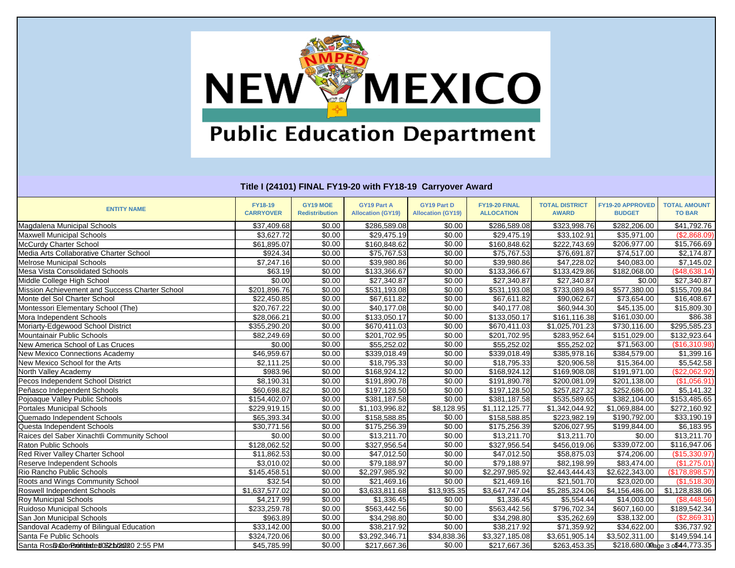# NEW MEXICO Public Education Department

## Title I (24101) FINAL FY19-20 with FY18-19 Carryover Award

| ENTITY NAME | FY18-19 CARRYOVER | GY19 MOE Redistribution | GY19 Part A Allocation (GY19) | GY19 Part D Allocation (GY19) | FY19-20 FINAL ALLOCATION | TOTAL DISTRICT AWARD | FY19-20 APPROVED BUDGET | TOTAL AMOUNT TO BAR |
|---|---|---|---|---|---|---|---|---|
| Magdalena Municipal Schools | $37,409.68 | $0.00 | $286,589.08 | $0.00 | $286,589.08 | $323,998.76 | $282,206.00 | $41,792.76 |
| Maxwell Municipal Schools | $3,627.72 | $0.00 | $29,475.19 | $0.00 | $29,475.19 | $33,102.91 | $35,971.00 | ($2,868.09) |
| McCurdy Charter School | $61,895.07 | $0.00 | $160,848.62 | $0.00 | $160,848.62 | $222,743.69 | $206,977.00 | $15,766.69 |
| Media Arts Collaborative Charter School | $924.34 | $0.00 | $75,767.53 | $0.00 | $75,767.53 | $76,691.87 | $74,517.00 | $2,174.87 |
| Melrose Municipal Schools | $7,247.16 | $0.00 | $39,980.86 | $0.00 | $39,980.86 | $47,228.02 | $40,083.00 | $7,145.02 |
| Mesa Vista Consolidated Schools | $63.19 | $0.00 | $133,366.67 | $0.00 | $133,366.67 | $133,429.86 | $182,068.00 | ($48,638.14) |
| Middle College High School | $0.00 | $0.00 | $27,340.87 | $0.00 | $27,340.87 | $27,340.87 | $0.00 | $27,340.87 |
| Mission Achievement and Success Charter School | $201,896.76 | $0.00 | $531,193.08 | $0.00 | $531,193.08 | $733,089.84 | $577,380.00 | $155,709.84 |
| Monte del Sol Charter School | $22,450.85 | $0.00 | $67,611.82 | $0.00 | $67,611.82 | $90,062.67 | $73,654.00 | $16,408.67 |
| Montessori Elementary School (The) | $20,767.22 | $0.00 | $40,177.08 | $0.00 | $40,177.08 | $60,944.30 | $45,135.00 | $15,809.30 |
| Mora Independent Schools | $28,066.21 | $0.00 | $133,050.17 | $0.00 | $133,050.17 | $161,116.38 | $161,030.00 | $86.38 |
| Moriarty-Edgewood School District | $355,290.20 | $0.00 | $670,411.03 | $0.00 | $670,411.03 | $1,025,701.23 | $730,116.00 | $295,585.23 |
| Mountainair Public Schools | $82,249.69 | $0.00 | $201,702.95 | $0.00 | $201,702.95 | $283,952.64 | $151,029.00 | $132,923.64 |
| New America School of Las Cruces | $0.00 | $0.00 | $55,252.02 | $0.00 | $55,252.02 | $55,252.02 | $71,563.00 | ($16,310.98) |
| New Mexico Connections Academy | $46,959.67 | $0.00 | $339,018.49 | $0.00 | $339,018.49 | $385,978.16 | $384,579.00 | $1,399.16 |
| New Mexico School for the Arts | $2,111.25 | $0.00 | $18,795.33 | $0.00 | $18,795.33 | $20,906.58 | $15,364.00 | $5,542.58 |
| North Valley Academy | $983.96 | $0.00 | $168,924.12 | $0.00 | $168,924.12 | $169,908.08 | $191,971.00 | ($22,062.92) |
| Pecos Independent School District | $8,190.31 | $0.00 | $191,890.78 | $0.00 | $191,890.78 | $200,081.09 | $201,138.00 | ($1,056.91) |
| Peñasco Independent Schools | $60,698.82 | $0.00 | $197,128.50 | $0.00 | $197,128.50 | $257,827.32 | $252,686.00 | $5,141.32 |
| Pojoaque Valley Public Schools | $154,402.07 | $0.00 | $381,187.58 | $0.00 | $381,187.58 | $535,589.65 | $382,104.00 | $153,485.65 |
| Portales Municipal Schools | $229,919.15 | $0.00 | $1,103,996.82 | $8,128.95 | $1,112,125.77 | $1,342,044.92 | $1,069,884.00 | $272,160.92 |
| Quemado Independent Schools | $65,393.34 | $0.00 | $158,588.85 | $0.00 | $158,588.85 | $223,982.19 | $190,792.00 | $33,190.19 |
| Questa Independent Schools | $30,771.56 | $0.00 | $175,256.39 | $0.00 | $175,256.39 | $206,027.95 | $199,844.00 | $6,183.95 |
| Raices del Saber Xinachtli Community School | $0.00 | $0.00 | $13,211.70 | $0.00 | $13,211.70 | $13,211.70 | $0.00 | $13,211.70 |
| Raton Public Schools | $128,062.52 | $0.00 | $327,956.54 | $0.00 | $327,956.54 | $456,019.06 | $339,072.00 | $116,947.06 |
| Red River Valley Charter School | $11,862.53 | $0.00 | $47,012.50 | $0.00 | $47,012.50 | $58,875.03 | $74,206.00 | ($15,330.97) |
| Reserve Independent Schools | $3,010.02 | $0.00 | $79,188.97 | $0.00 | $79,188.97 | $82,198.99 | $83,474.00 | ($1,275.01) |
| Rio Rancho Public Schools | $145,458.51 | $0.00 | $2,297,985.92 | $0.00 | $2,297,985.92 | $2,443,444.43 | $2,622,343.00 | ($178,898.57) |
| Roots and Wings Community School | $32.54 | $0.00 | $21,469.16 | $0.00 | $21,469.16 | $21,501.70 | $23,020.00 | ($1,518.30) |
| Roswell Independent Schools | $1,637,577.02 | $0.00 | $3,633,811.68 | $13,935.35 | $3,647,747.04 | $5,285,324.06 | $4,156,486.00 | $1,128,838.06 |
| Roy Municipal Schools | $4,217.99 | $0.00 | $1,336.45 | $0.00 | $1,336.45 | $5,554.44 | $14,003.00 | ($8,448.56) |
| Ruidoso Municipal Schools | $233,259.78 | $0.00 | $563,442.56 | $0.00 | $563,442.56 | $796,702.34 | $607,160.00 | $189,542.34 |
| San Jon Municipal Schools | $963.89 | $0.00 | $34,298.80 | $0.00 | $34,298.80 | $35,262.69 | $38,132.00 | ($2,869.31) |
| Sandoval Academy of Bilingual Education | $33,142.00 | $0.00 | $38,217.92 | $0.00 | $38,217.92 | $71,359.92 | $34,622.00 | $36,737.92 |
| Santa Fe Public Schools | $324,720.06 | $0.00 | $3,292,346.71 | $34,838.36 | $3,327,185.08 | $3,651,905.14 | $3,502,311.00 | $149,594.14 |
| Santa Rosa Consolidated | $45,785.99 | $0.00 | $217,667.36 | $0.00 | $217,667.36 | $263,453.35 | $218,680.00 | $44,773.35 |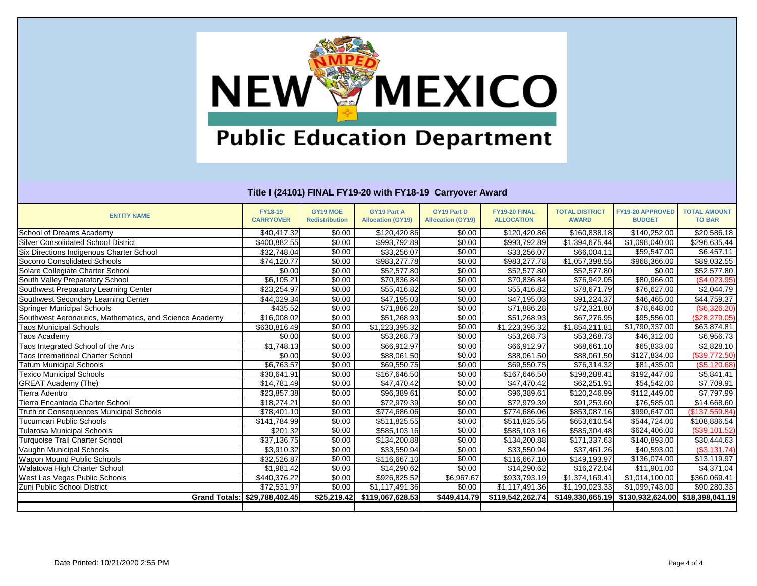# NEW MEXICO Public Education Department

## Title I (24101) FINAL FY19-20 with FY18-19 Carryover Award

| ENTITY NAME | FY18-19 CARRYOVER | GY19 MOE Redistribution | GY19 Part A Allocation (GY19) | GY19 Part D Allocation (GY19) | FY19-20 FINAL ALLOCATION | TOTAL DISTRICT AWARD | FY19-20 APPROVED BUDGET | TOTAL AMOUNT TO BAR |
|---|---|---|---|---|---|---|---|---|
| School of Dreams Academy | $40,417.32 | $0.00 | $120,420.86 | $0.00 | $120,420.86 | $160,838.18 | $140,252.00 | $20,586.18 |
| Silver Consolidated School District | $400,882.55 | $0.00 | $993,792.89 | $0.00 | $993,792.89 | $1,394,675.44 | $1,098,040.00 | $296,635.44 |
| Six Directions Indigenous Charter School | $32,748.04 | $0.00 | $33,256.07 | $0.00 | $33,256.07 | $66,004.11 | $59,547.00 | $6,457.11 |
| Socorro Consolidated Schools | $74,120.77 | $0.00 | $983,277.78 | $0.00 | $983,277.78 | $1,057,398.55 | $968,366.00 | $89,032.55 |
| Solare Collegiate Charter School | $0.00 | $0.00 | $52,577.80 | $0.00 | $52,577.80 | $52,577.80 | $0.00 | $52,577.80 |
| South Valley Preparatory School | $6,105.21 | $0.00 | $70,836.84 | $0.00 | $70,836.84 | $76,942.05 | $80,966.00 | ($4,023.95) |
| Southwest Preparatory Learning Center | $23,254.97 | $0.00 | $55,416.82 | $0.00 | $55,416.82 | $78,671.79 | $76,627.00 | $2,044.79 |
| Southwest Secondary Learning Center | $44,029.34 | $0.00 | $47,195.03 | $0.00 | $47,195.03 | $91,224.37 | $46,465.00 | $44,759.37 |
| Springer Municipal Schools | $435.52 | $0.00 | $71,886.28 | $0.00 | $71,886.28 | $72,321.80 | $78,648.00 | ($6,326.20) |
| Southwest Aeronautics, Mathematics, and Science Academy | $16,008.02 | $0.00 | $51,268.93 | $0.00 | $51,268.93 | $67,276.95 | $95,556.00 | ($28,279.05) |
| Taos Municipal Schools | $630,816.49 | $0.00 | $1,223,395.32 | $0.00 | $1,223,395.32 | $1,854,211.81 | $1,790,337.00 | $63,874.81 |
| Taos Academy | $0.00 | $0.00 | $53,268.73 | $0.00 | $53,268.73 | $53,268.73 | $46,312.00 | $6,956.73 |
| Taos Integrated School of the Arts | $1,748.13 | $0.00 | $66,912.97 | $0.00 | $66,912.97 | $68,661.10 | $65,833.00 | $2,828.10 |
| Taos International Charter School | $0.00 | $0.00 | $88,061.50 | $0.00 | $88,061.50 | $88,061.50 | $127,834.00 | ($39,772.50) |
| Tatum Municipal Schools | $6,763.57 | $0.00 | $69,550.75 | $0.00 | $69,550.75 | $76,314.32 | $81,435.00 | ($5,120.68) |
| Texico Municipal Schools | $30,641.91 | $0.00 | $167,646.50 | $0.00 | $167,646.50 | $198,288.41 | $192,447.00 | $5,841.41 |
| GREAT Academy (The) | $14,781.49 | $0.00 | $47,470.42 | $0.00 | $47,470.42 | $62,251.91 | $54,542.00 | $7,709.91 |
| Tierra Adentro | $23,857.38 | $0.00 | $96,389.61 | $0.00 | $96,389.61 | $120,246.99 | $112,449.00 | $7,797.99 |
| Tierra Encantada Charter School | $18,274.21 | $0.00 | $72,979.39 | $0.00 | $72,979.39 | $91,253.60 | $76,585.00 | $14,668.60 |
| Truth or Consequences Municipal Schools | $78,401.10 | $0.00 | $774,686.06 | $0.00 | $774,686.06 | $853,087.16 | $990,647.00 | ($137,559.84) |
| Tucumcari Public Schools | $141,784.99 | $0.00 | $511,825.55 | $0.00 | $511,825.55 | $653,610.54 | $544,724.00 | $108,886.54 |
| Tularosa Municipal Schools | $201.32 | $0.00 | $585,103.16 | $0.00 | $585,103.16 | $585,304.48 | $624,406.00 | ($39,101.52) |
| Turquoise Trail Charter School | $37,136.75 | $0.00 | $134,200.88 | $0.00 | $134,200.88 | $171,337.63 | $140,893.00 | $30,444.63 |
| Vaughn Municipal Schools | $3,910.32 | $0.00 | $33,550.94 | $0.00 | $33,550.94 | $37,461.26 | $40,593.00 | ($3,131.74) |
| Wagon Mound Public Schools | $32,526.87 | $0.00 | $116,667.10 | $0.00 | $116,667.10 | $149,193.97 | $136,074.00 | $13,119.97 |
| Walatowa High Charter School | $1,981.42 | $0.00 | $14,290.62 | $0.00 | $14,290.62 | $16,272.04 | $11,901.00 | $4,371.04 |
| West Las Vegas Public Schools | $440,376.22 | $0.00 | $926,825.52 | $6,967.67 | $933,793.19 | $1,374,169.41 | $1,014,100.00 | $360,069.41 |
| Zuni Public School District | $72,531.97 | $0.00 | $1,117,491.36 | $0.00 | $1,117,491.36 | $1,190,023.33 | $1,099,743.00 | $90,280.33 |
| **Grand Totals:** | **$29,788,402.45** | **$25,219.42** | **$119,067,628.53** | **$449,414.79** | **$119,542,262.74** | **$149,330,665.19** | **$130,932,624.00** | **$18,398,041.19** |

Date Printed: 10/21/2020 2:55 PM